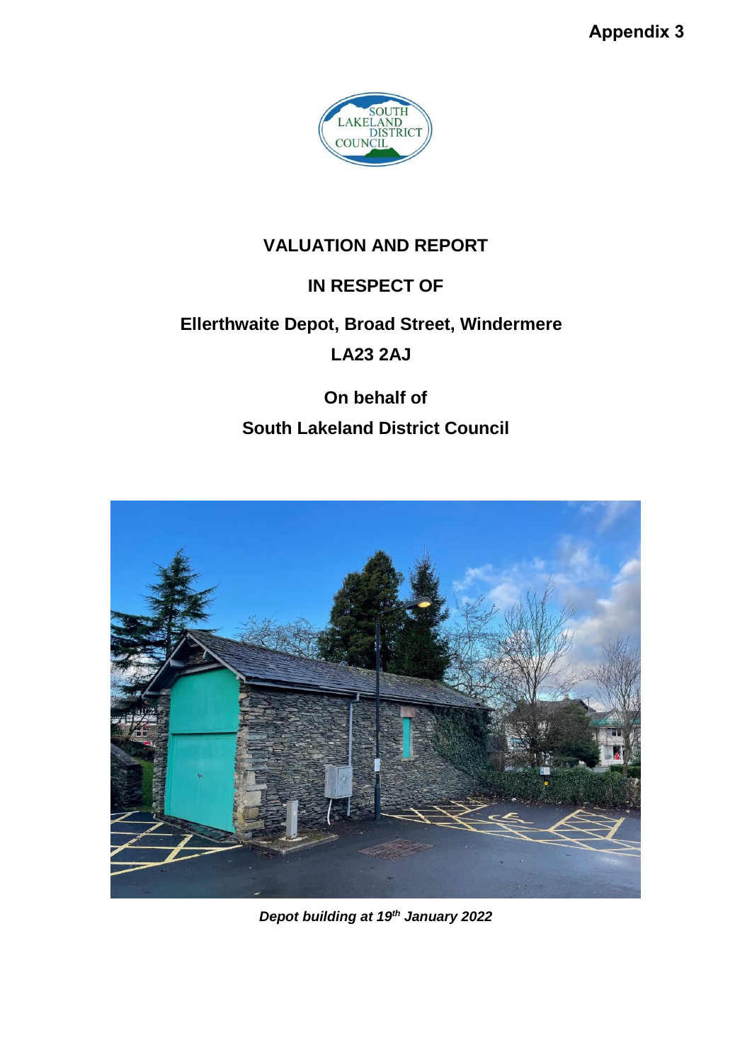**Appendix 3**

# VALUATION AND REPORT

## IN RESPECT OF

## Ellerthwaite Depot, Broad Street, Windermere

## LA23 2AJ

## On behalf of

## South Lakeland District Council

***Depot building at 19th January 2022***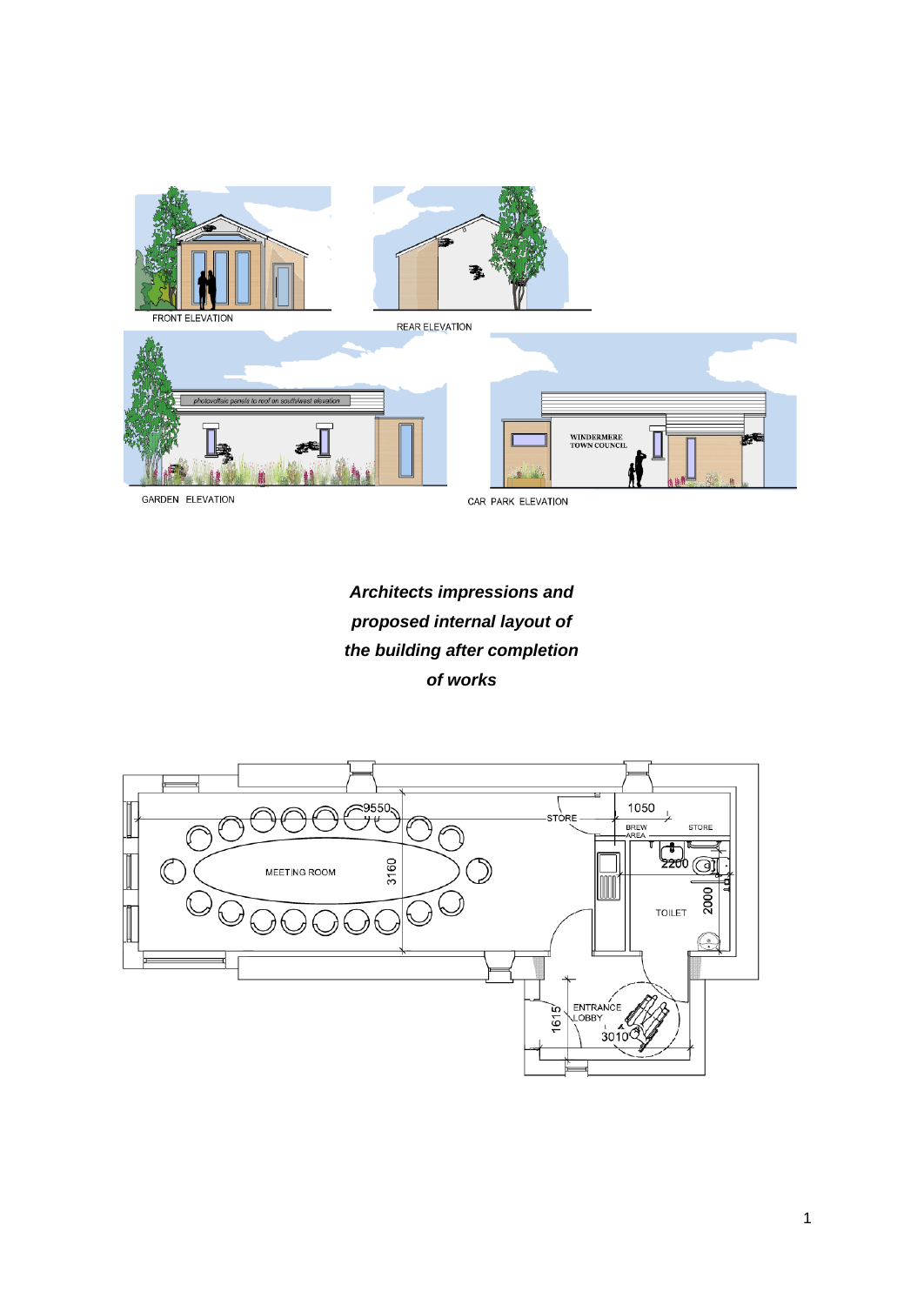FRONT ELEVATION

REAR ELEVATION

GARDEN ELEVATION

CAR PARK ELEVATION

***Architects impressions and proposed internal layout of the building after completion of works***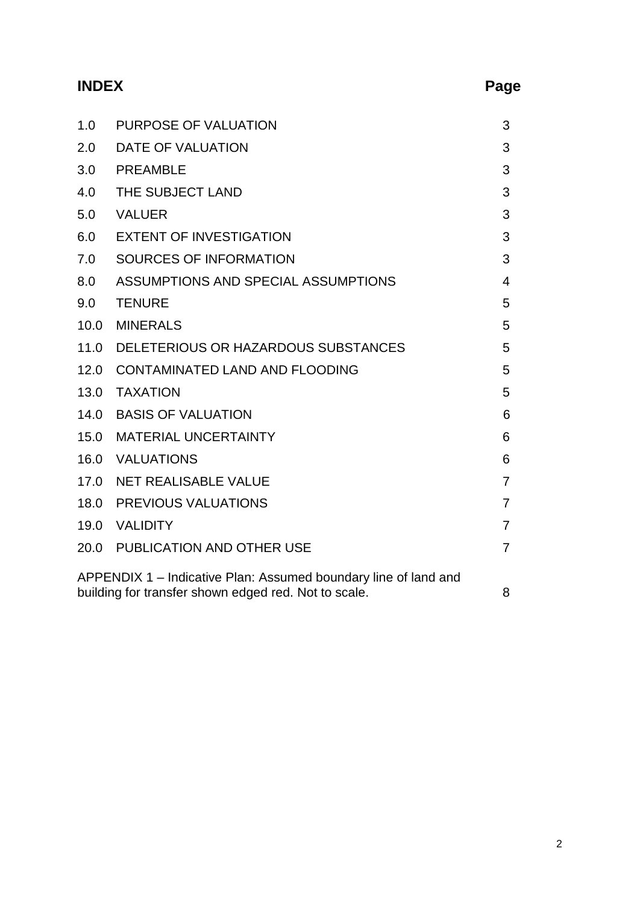## INDEX

| | | Page |
|---|---|---|
| 1.0 | PURPOSE OF VALUATION | 3 |
| 2.0 | DATE OF VALUATION | 3 |
| 3.0 | PREAMBLE | 3 |
| 4.0 | THE SUBJECT LAND | 3 |
| 5.0 | VALUER | 3 |
| 6.0 | EXTENT OF INVESTIGATION | 3 |
| 7.0 | SOURCES OF INFORMATION | 3 |
| 8.0 | ASSUMPTIONS AND SPECIAL ASSUMPTIONS | 4 |
| 9.0 | TENURE | 5 |
| 10.0 | MINERALS | 5 |
| 11.0 | DELETERIOUS OR HAZARDOUS SUBSTANCES | 5 |
| 12.0 | CONTAMINATED LAND AND FLOODING | 5 |
| 13.0 | TAXATION | 5 |
| 14.0 | BASIS OF VALUATION | 6 |
| 15.0 | MATERIAL UNCERTAINTY | 6 |
| 16.0 | VALUATIONS | 6 |
| 17.0 | NET REALISABLE VALUE | 7 |
| 18.0 | PREVIOUS VALUATIONS | 7 |
| 19.0 | VALIDITY | 7 |
| 20.0 | PUBLICATION AND OTHER USE | 7 |
| APPENDIX 1 – Indicative Plan: Assumed boundary line of land and building for transfer shown edged red. Not to scale. | | 8 |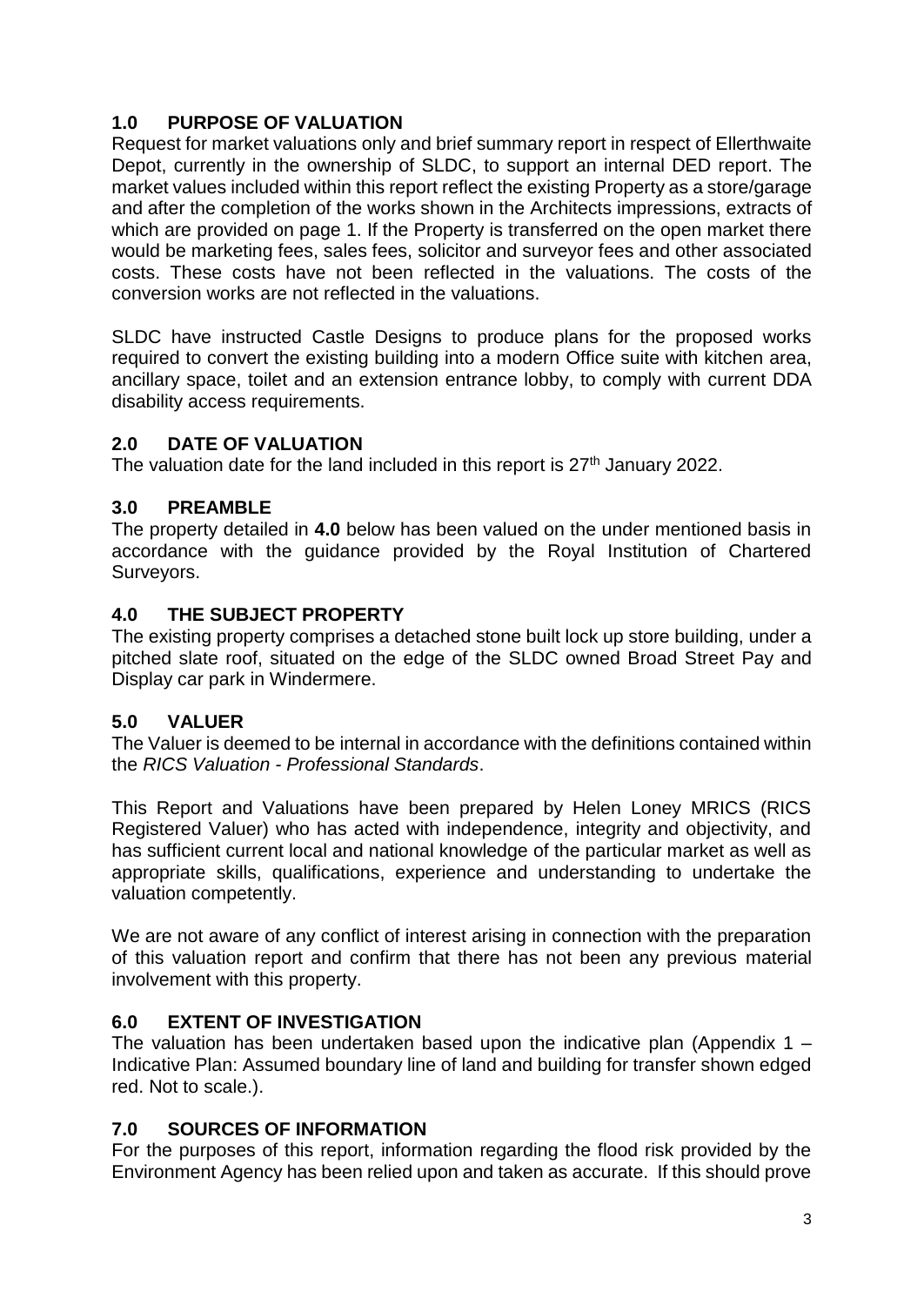## 1.0 PURPOSE OF VALUATION

Request for market valuations only and brief summary report in respect of Ellerthwaite Depot, currently in the ownership of SLDC, to support an internal DED report. The market values included within this report reflect the existing Property as a store/garage and after the completion of the works shown in the Architects impressions, extracts of which are provided on page 1. If the Property is transferred on the open market there would be marketing fees, sales fees, solicitor and surveyor fees and other associated costs. These costs have not been reflected in the valuations. The costs of the conversion works are not reflected in the valuations.

SLDC have instructed Castle Designs to produce plans for the proposed works required to convert the existing building into a modern Office suite with kitchen area, ancillary space, toilet and an extension entrance lobby, to comply with current DDA disability access requirements.

## 2.0 DATE OF VALUATION

The valuation date for the land included in this report is 27th January 2022.

## 3.0 PREAMBLE

The property detailed in **4.0** below has been valued on the under mentioned basis in accordance with the guidance provided by the Royal Institution of Chartered Surveyors.

## 4.0 THE SUBJECT PROPERTY

The existing property comprises a detached stone built lock up store building, under a pitched slate roof, situated on the edge of the SLDC owned Broad Street Pay and Display car park in Windermere.

## 5.0 VALUER

The Valuer is deemed to be internal in accordance with the definitions contained within the *RICS Valuation - Professional Standards*.

This Report and Valuations have been prepared by Helen Loney MRICS (RICS Registered Valuer) who has acted with independence, integrity and objectivity, and has sufficient current local and national knowledge of the particular market as well as appropriate skills, qualifications, experience and understanding to undertake the valuation competently.

We are not aware of any conflict of interest arising in connection with the preparation of this valuation report and confirm that there has not been any previous material involvement with this property.

## 6.0 EXTENT OF INVESTIGATION

The valuation has been undertaken based upon the indicative plan (Appendix 1 – Indicative Plan: Assumed boundary line of land and building for transfer shown edged red. Not to scale.).

## 7.0 SOURCES OF INFORMATION

For the purposes of this report, information regarding the flood risk provided by the Environment Agency has been relied upon and taken as accurate. If this should prove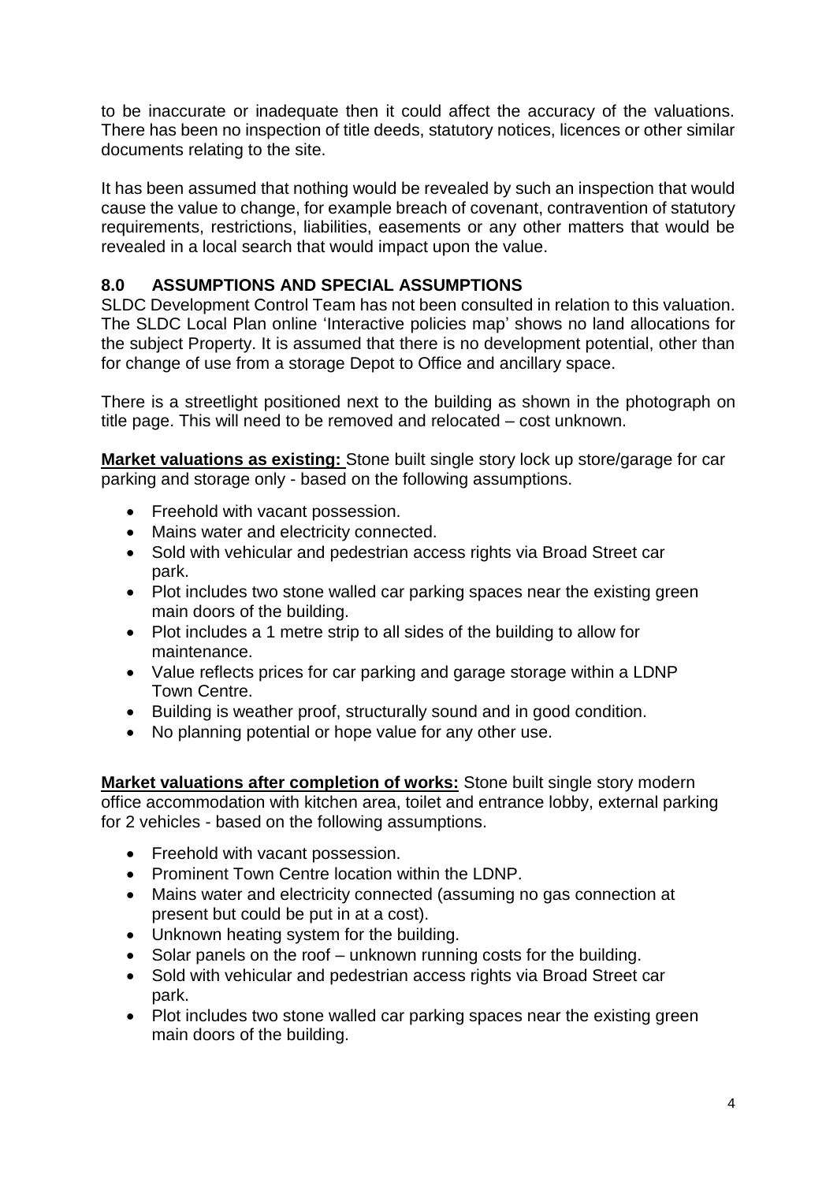to be inaccurate or inadequate then it could affect the accuracy of the valuations. There has been no inspection of title deeds, statutory notices, licences or other similar documents relating to the site.

It has been assumed that nothing would be revealed by such an inspection that would cause the value to change, for example breach of covenant, contravention of statutory requirements, restrictions, liabilities, easements or any other matters that would be revealed in a local search that would impact upon the value.

## 8.0 ASSUMPTIONS AND SPECIAL ASSUMPTIONS

SLDC Development Control Team has not been consulted in relation to this valuation. The SLDC Local Plan online 'Interactive policies map' shows no land allocations for the subject Property. It is assumed that there is no development potential, other than for change of use from a storage Depot to Office and ancillary space.

There is a streetlight positioned next to the building as shown in the photograph on title page. This will need to be removed and relocated – cost unknown.

**Market valuations as existing:** Stone built single story lock up store/garage for car parking and storage only - based on the following assumptions.

- Freehold with vacant possession.
- Mains water and electricity connected.
- Sold with vehicular and pedestrian access rights via Broad Street car park.
- Plot includes two stone walled car parking spaces near the existing green main doors of the building.
- Plot includes a 1 metre strip to all sides of the building to allow for maintenance.
- Value reflects prices for car parking and garage storage within a LDNP Town Centre.
- Building is weather proof, structurally sound and in good condition.
- No planning potential or hope value for any other use.

**Market valuations after completion of works:** Stone built single story modern office accommodation with kitchen area, toilet and entrance lobby, external parking for 2 vehicles - based on the following assumptions.

- Freehold with vacant possession.
- Prominent Town Centre location within the LDNP.
- Mains water and electricity connected (assuming no gas connection at present but could be put in at a cost).
- Unknown heating system for the building.
- Solar panels on the roof – unknown running costs for the building.
- Sold with vehicular and pedestrian access rights via Broad Street car park.
- Plot includes two stone walled car parking spaces near the existing green main doors of the building.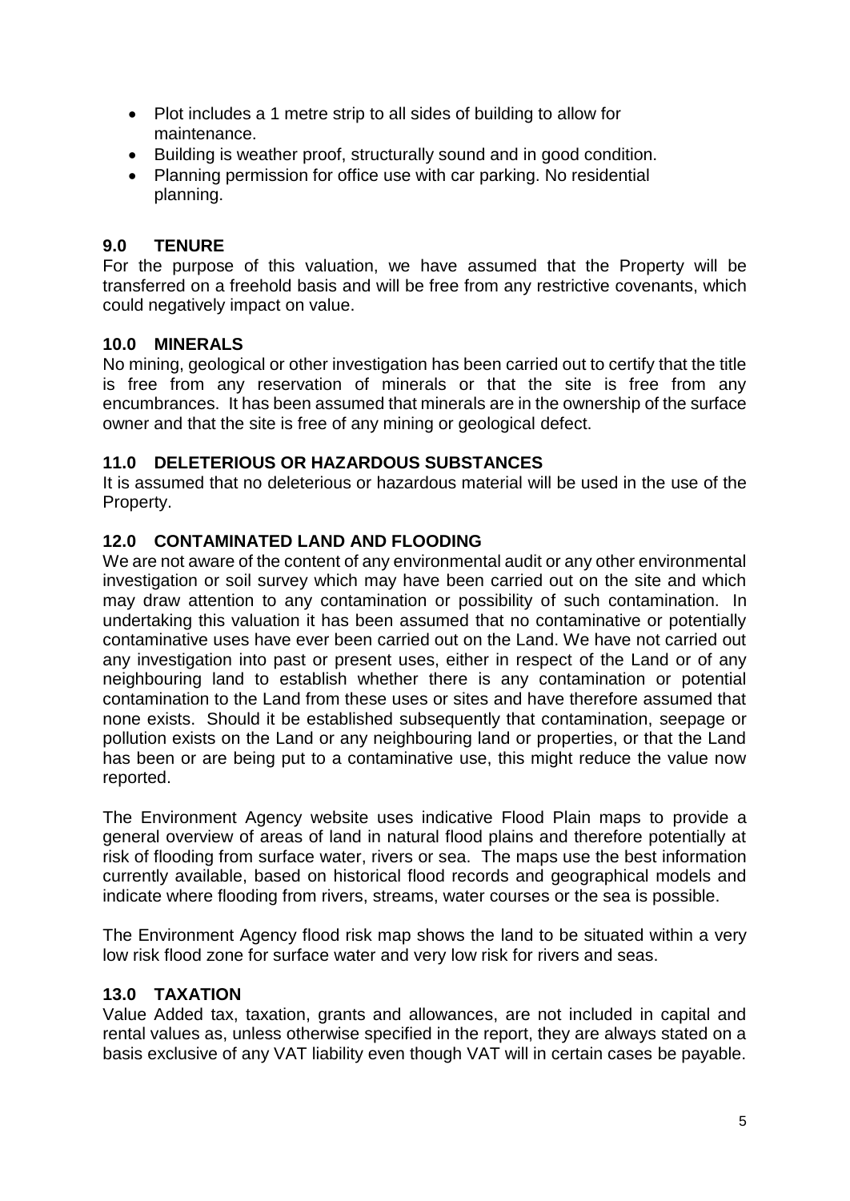- Plot includes a 1 metre strip to all sides of building to allow for maintenance.
- Building is weather proof, structurally sound and in good condition.
- Planning permission for office use with car parking. No residential planning.

## 9.0 TENURE

For the purpose of this valuation, we have assumed that the Property will be transferred on a freehold basis and will be free from any restrictive covenants, which could negatively impact on value.

## 10.0 MINERALS

No mining, geological or other investigation has been carried out to certify that the title is free from any reservation of minerals or that the site is free from any encumbrances. It has been assumed that minerals are in the ownership of the surface owner and that the site is free of any mining or geological defect.

## 11.0 DELETERIOUS OR HAZARDOUS SUBSTANCES

It is assumed that no deleterious or hazardous material will be used in the use of the Property.

## 12.0 CONTAMINATED LAND AND FLOODING

We are not aware of the content of any environmental audit or any other environmental investigation or soil survey which may have been carried out on the site and which may draw attention to any contamination or possibility of such contamination. In undertaking this valuation it has been assumed that no contaminative or potentially contaminative uses have ever been carried out on the Land. We have not carried out any investigation into past or present uses, either in respect of the Land or of any neighbouring land to establish whether there is any contamination or potential contamination to the Land from these uses or sites and have therefore assumed that none exists. Should it be established subsequently that contamination, seepage or pollution exists on the Land or any neighbouring land or properties, or that the Land has been or are being put to a contaminative use, this might reduce the value now reported.

The Environment Agency website uses indicative Flood Plain maps to provide a general overview of areas of land in natural flood plains and therefore potentially at risk of flooding from surface water, rivers or sea. The maps use the best information currently available, based on historical flood records and geographical models and indicate where flooding from rivers, streams, water courses or the sea is possible.

The Environment Agency flood risk map shows the land to be situated within a very low risk flood zone for surface water and very low risk for rivers and seas.

## 13.0 TAXATION

Value Added tax, taxation, grants and allowances, are not included in capital and rental values as, unless otherwise specified in the report, they are always stated on a basis exclusive of any VAT liability even though VAT will in certain cases be payable.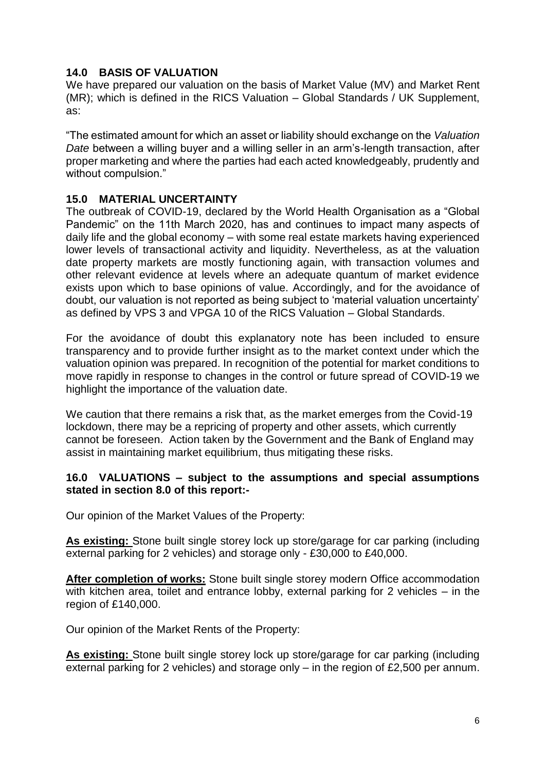## 14.0 BASIS OF VALUATION

We have prepared our valuation on the basis of Market Value (MV) and Market Rent (MR); which is defined in the RICS Valuation – Global Standards / UK Supplement, as:

"The estimated amount for which an asset or liability should exchange on the *Valuation Date* between a willing buyer and a willing seller in an arm's-length transaction, after proper marketing and where the parties had each acted knowledgeably, prudently and without compulsion."

## 15.0 MATERIAL UNCERTAINTY

The outbreak of COVID-19, declared by the World Health Organisation as a "Global Pandemic" on the 11th March 2020, has and continues to impact many aspects of daily life and the global economy – with some real estate markets having experienced lower levels of transactional activity and liquidity. Nevertheless, as at the valuation date property markets are mostly functioning again, with transaction volumes and other relevant evidence at levels where an adequate quantum of market evidence exists upon which to base opinions of value. Accordingly, and for the avoidance of doubt, our valuation is not reported as being subject to 'material valuation uncertainty' as defined by VPS 3 and VPGA 10 of the RICS Valuation – Global Standards.

For the avoidance of doubt this explanatory note has been included to ensure transparency and to provide further insight as to the market context under which the valuation opinion was prepared. In recognition of the potential for market conditions to move rapidly in response to changes in the control or future spread of COVID-19 we highlight the importance of the valuation date.

We caution that there remains a risk that, as the market emerges from the Covid-19 lockdown, there may be a repricing of property and other assets, which currently cannot be foreseen. Action taken by the Government and the Bank of England may assist in maintaining market equilibrium, thus mitigating these risks.

## 16.0 VALUATIONS – subject to the assumptions and special assumptions stated in section 8.0 of this report:-

Our opinion of the Market Values of the Property:

**As existing:** Stone built single storey lock up store/garage for car parking (including external parking for 2 vehicles) and storage only - £30,000 to £40,000.

**After completion of works:** Stone built single storey modern Office accommodation with kitchen area, toilet and entrance lobby, external parking for 2 vehicles – in the region of £140,000.

Our opinion of the Market Rents of the Property:

**As existing:** Stone built single storey lock up store/garage for car parking (including external parking for 2 vehicles) and storage only – in the region of £2,500 per annum.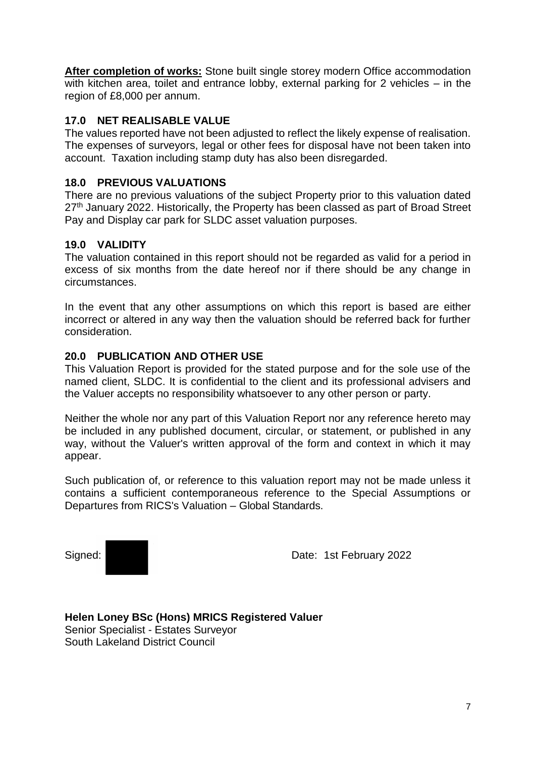**After completion of works:** Stone built single storey modern Office accommodation with kitchen area, toilet and entrance lobby, external parking for 2 vehicles – in the region of £8,000 per annum.

## 17.0 NET REALISABLE VALUE

The values reported have not been adjusted to reflect the likely expense of realisation. The expenses of surveyors, legal or other fees for disposal have not been taken into account. Taxation including stamp duty has also been disregarded.

## 18.0 PREVIOUS VALUATIONS

There are no previous valuations of the subject Property prior to this valuation dated 27th January 2022. Historically, the Property has been classed as part of Broad Street Pay and Display car park for SLDC asset valuation purposes.

## 19.0 VALIDITY

The valuation contained in this report should not be regarded as valid for a period in excess of six months from the date hereof nor if there should be any change in circumstances.

In the event that any other assumptions on which this report is based are either incorrect or altered in any way then the valuation should be referred back for further consideration.

## 20.0 PUBLICATION AND OTHER USE

This Valuation Report is provided for the stated purpose and for the sole use of the named client, SLDC. It is confidential to the client and its professional advisers and the Valuer accepts no responsibility whatsoever to any other person or party.

Neither the whole nor any part of this Valuation Report nor any reference hereto may be included in any published document, circular, or statement, or published in any way, without the Valuer's written approval of the form and context in which it may appear.

Such publication of, or reference to this valuation report may not be made unless it contains a sufficient contemporaneous reference to the Special Assumptions or Departures from RICS's Valuation – Global Standards.

Signed: Date: 1st February 2022

**Helen Loney BSc (Hons) MRICS Registered Valuer**
Senior Specialist - Estates Surveyor
South Lakeland District Council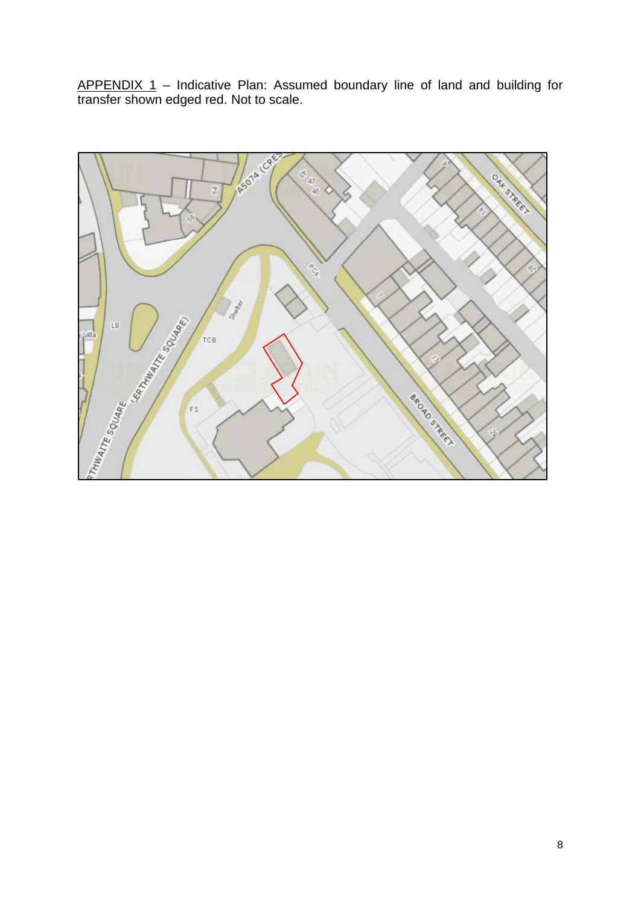APPENDIX 1 – Indicative Plan: Assumed boundary line of land and building for transfer shown edged red. Not to scale.